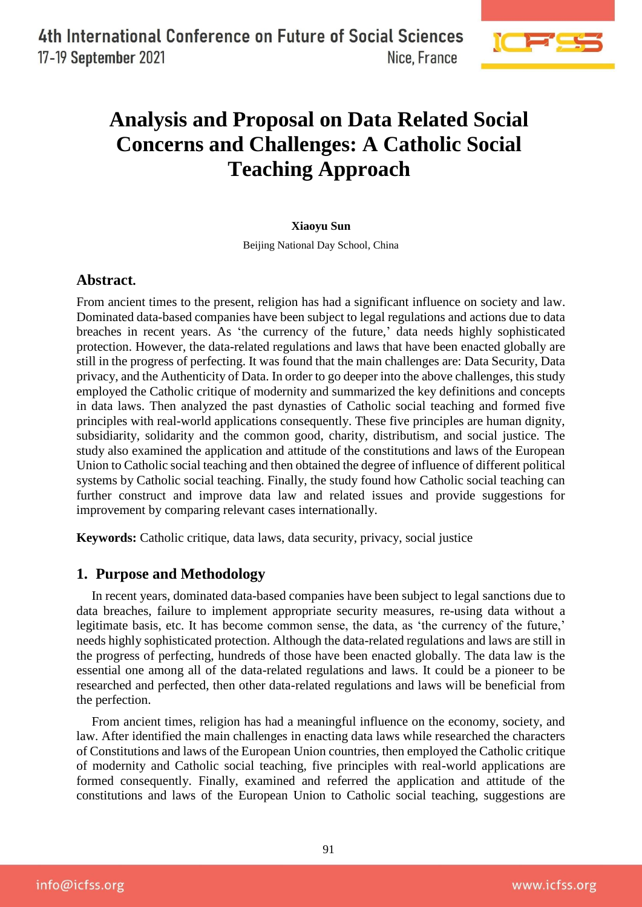# Analysis and Proposal on Data Related Social Concerns and Challenges: A Catholic Social Teaching Approach

**Xiaoyu Sun**

Beijing National Day School, China

## Abstract.

From ancient times to the present, religion has had a significant influence on society and law. Dominated data-based companies have been subject to legal regulations and actions due to data breaches in recent years. As 'the currency of the future,' data needs highly sophisticated protection. However, the data-related regulations and laws that have been enacted globally are still in the progress of perfecting. It was found that the main challenges are: Data Security, Data privacy, and the Authenticity of Data. In order to go deeper into the above challenges, this study employed the Catholic critique of modernity and summarized the key definitions and concepts in data laws. Then analyzed the past dynasties of Catholic social teaching and formed five principles with real-world applications consequently. These five principles are human dignity, subsidiarity, solidarity and the common good, charity, distributism, and social justice. The study also examined the application and attitude of the constitutions and laws of the European Union to Catholic social teaching and then obtained the degree of influence of different political systems by Catholic social teaching. Finally, the study found how Catholic social teaching can further construct and improve data law and related issues and provide suggestions for improvement by comparing relevant cases internationally.

**Keywords:** Catholic critique, data laws, data security, privacy, social justice

## 1. Purpose and Methodology

In recent years, dominated data-based companies have been subject to legal sanctions due to data breaches, failure to implement appropriate security measures, re-using data without a legitimate basis, etc. It has become common sense, the data, as 'the currency of the future,' needs highly sophisticated protection. Although the data-related regulations and laws are still in the progress of perfecting, hundreds of those have been enacted globally. The data law is the essential one among all of the data-related regulations and laws. It could be a pioneer to be researched and perfected, then other data-related regulations and laws will be beneficial from the perfection.

From ancient times, religion has had a meaningful influence on the economy, society, and law. After identified the main challenges in enacting data laws while researched the characters of Constitutions and laws of the European Union countries, then employed the Catholic critique of modernity and Catholic social teaching, five principles with real-world applications are formed consequently. Finally, examined and referred the application and attitude of the constitutions and laws of the European Union to Catholic social teaching, suggestions are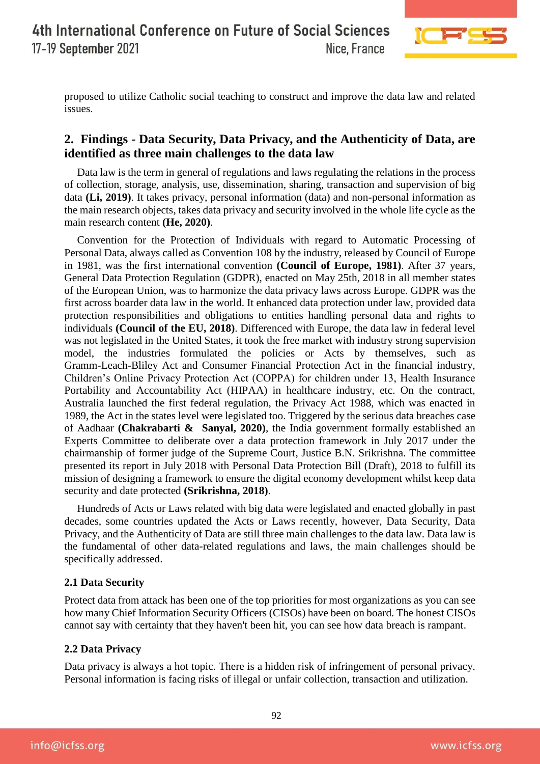proposed to utilize Catholic social teaching to construct and improve the data law and related issues.

## 2. Findings - Data Security, Data Privacy, and the Authenticity of Data, are identified as three main challenges to the data law

Data law is the term in general of regulations and laws regulating the relations in the process of collection, storage, analysis, use, dissemination, sharing, transaction and supervision of big data **(Li, 2019)**. It takes privacy, personal information (data) and non-personal information as the main research objects, takes data privacy and security involved in the whole life cycle as the main research content **(He, 2020)**.

Convention for the Protection of Individuals with regard to Automatic Processing of Personal Data, always called as Convention 108 by the industry, released by Council of Europe in 1981, was the first international convention **(Council of Europe, 1981)**. After 37 years, General Data Protection Regulation (GDPR), enacted on May 25th, 2018 in all member states of the European Union, was to harmonize the data privacy laws across Europe. GDPR was the first across boarder data law in the world. It enhanced data protection under law, provided data protection responsibilities and obligations to entities handling personal data and rights to individuals **(Council of the EU, 2018)**. Differenced with Europe, the data law in federal level was not legislated in the United States, it took the free market with industry strong supervision model, the industries formulated the policies or Acts by themselves, such as Gramm-Leach-Bliley Act and Consumer Financial Protection Act in the financial industry, Children's Online Privacy Protection Act (COPPA) for children under 13, Health Insurance Portability and Accountability Act (HIPAA) in healthcare industry, etc. On the contract, Australia launched the first federal regulation, the Privacy Act 1988, which was enacted in 1989, the Act in the states level were legislated too. Triggered by the serious data breaches case of Aadhaar **(Chakrabarti & Sanyal, 2020)**, the India government formally established an Experts Committee to deliberate over a data protection framework in July 2017 under the chairmanship of former judge of the Supreme Court, Justice B.N. Srikrishna. The committee presented its report in July 2018 with Personal Data Protection Bill (Draft), 2018 to fulfill its mission of designing a framework to ensure the digital economy development whilst keep data security and date protected **(Srikrishna, 2018)**.

Hundreds of Acts or Laws related with big data were legislated and enacted globally in past decades, some countries updated the Acts or Laws recently, however, Data Security, Data Privacy, and the Authenticity of Data are still three main challenges to the data law. Data law is the fundamental of other data-related regulations and laws, the main challenges should be specifically addressed.

### 2.1 Data Security

Protect data from attack has been one of the top priorities for most organizations as you can see how many Chief Information Security Officers (CISOs) have been on board. The honest CISOs cannot say with certainty that they haven't been hit, you can see how data breach is rampant.

### 2.2 Data Privacy

Data privacy is always a hot topic. There is a hidden risk of infringement of personal privacy. Personal information is facing risks of illegal or unfair collection, transaction and utilization.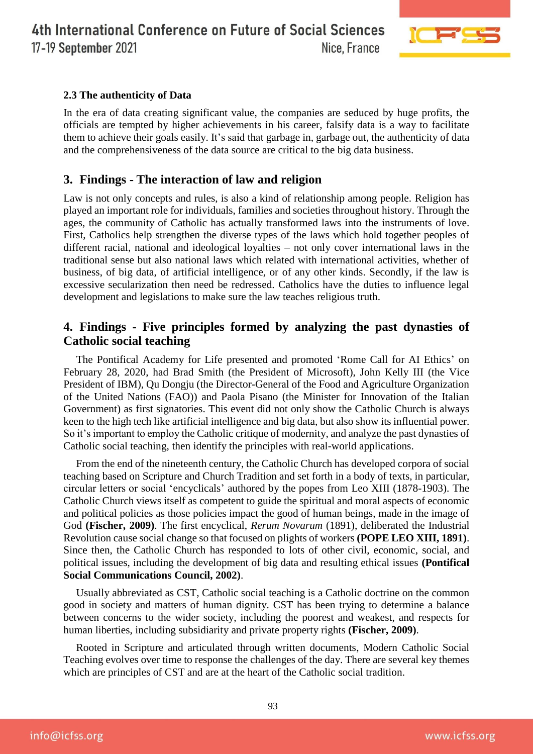### 2.3 The authenticity of Data

In the era of data creating significant value, the companies are seduced by huge profits, the officials are tempted by higher achievements in his career, falsify data is a way to facilitate them to achieve their goals easily. It's said that garbage in, garbage out, the authenticity of data and the comprehensiveness of the data source are critical to the big data business.

## 3. Findings - The interaction of law and religion

Law is not only concepts and rules, is also a kind of relationship among people. Religion has played an important role for individuals, families and societies throughout history. Through the ages, the community of Catholic has actually transformed laws into the instruments of love. First, Catholics help strengthen the diverse types of the laws which hold together peoples of different racial, national and ideological loyalties – not only cover international laws in the traditional sense but also national laws which related with international activities, whether of business, of big data, of artificial intelligence, or of any other kinds. Secondly, if the law is excessive secularization then need be redressed. Catholics have the duties to influence legal development and legislations to make sure the law teaches religious truth.

## 4. Findings - Five principles formed by analyzing the past dynasties of Catholic social teaching

The Pontifical Academy for Life presented and promoted 'Rome Call for AI Ethics' on February 28, 2020, had Brad Smith (the President of Microsoft), John Kelly III (the Vice President of IBM), Qu Dongju (the Director-General of the Food and Agriculture Organization of the United Nations (FAO)) and Paola Pisano (the Minister for Innovation of the Italian Government) as first signatories. This event did not only show the Catholic Church is always keen to the high tech like artificial intelligence and big data, but also show its influential power. So it's important to employ the Catholic critique of modernity, and analyze the past dynasties of Catholic social teaching, then identify the principles with real-world applications.

From the end of the nineteenth century, the Catholic Church has developed corpora of social teaching based on Scripture and Church Tradition and set forth in a body of texts, in particular, circular letters or social 'encyclicals' authored by the popes from Leo XIII (1878-1903). The Catholic Church views itself as competent to guide the spiritual and moral aspects of economic and political policies as those policies impact the good of human beings, made in the image of God **(Fischer, 2009)**. The first encyclical, *Rerum Novarum* (1891), deliberated the Industrial Revolution cause social change so that focused on plights of workers **(POPE LEO XIII, 1891)**. Since then, the Catholic Church has responded to lots of other civil, economic, social, and political issues, including the development of big data and resulting ethical issues **(Pontifical Social Communications Council, 2002)**.

Usually abbreviated as CST, Catholic social teaching is a Catholic doctrine on the common good in society and matters of human dignity. CST has been trying to determine a balance between concerns to the wider society, including the poorest and weakest, and respects for human liberties, including subsidiarity and private property rights **(Fischer, 2009)**.

Rooted in Scripture and articulated through written documents, Modern Catholic Social Teaching evolves over time to response the challenges of the day. There are several key themes which are principles of CST and are at the heart of the Catholic social tradition.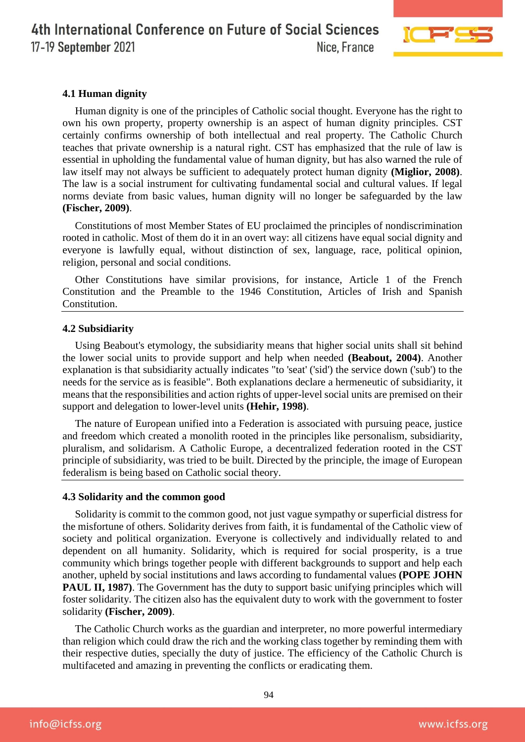### 4.1 Human dignity

Human dignity is one of the principles of Catholic social thought. Everyone has the right to own his own property, property ownership is an aspect of human dignity principles. CST certainly confirms ownership of both intellectual and real property. The Catholic Church teaches that private ownership is a natural right. CST has emphasized that the rule of law is essential in upholding the fundamental value of human dignity, but has also warned the rule of law itself may not always be sufficient to adequately protect human dignity **(Miglior, 2008)**. The law is a social instrument for cultivating fundamental social and cultural values. If legal norms deviate from basic values, human dignity will no longer be safeguarded by the law **(Fischer, 2009)**.

Constitutions of most Member States of EU proclaimed the principles of nondiscrimination rooted in catholic. Most of them do it in an overt way: all citizens have equal social dignity and everyone is lawfully equal, without distinction of sex, language, race, political opinion, religion, personal and social conditions.

Other Constitutions have similar provisions, for instance, Article 1 of the French Constitution and the Preamble to the 1946 Constitution, Articles of Irish and Spanish Constitution.

### 4.2 Subsidiarity

Using Beabout's etymology, the subsidiarity means that higher social units shall sit behind the lower social units to provide support and help when needed **(Beabout, 2004)**. Another explanation is that subsidiarity actually indicates "to 'seat' ('sid') the service down ('sub') to the needs for the service as is feasible". Both explanations declare a hermeneutic of subsidiarity, it means that the responsibilities and action rights of upper-level social units are premised on their support and delegation to lower-level units **(Hehir, 1998)**.

The nature of European unified into a Federation is associated with pursuing peace, justice and freedom which created a monolith rooted in the principles like personalism, subsidiarity, pluralism, and solidarism. A Catholic Europe, a decentralized federation rooted in the CST principle of subsidiarity, was tried to be built. Directed by the principle, the image of European federalism is being based on Catholic social theory.

### 4.3 Solidarity and the common good

Solidarity is commit to the common good, not just vague sympathy or superficial distress for the misfortune of others. Solidarity derives from faith, it is fundamental of the Catholic view of society and political organization. Everyone is collectively and individually related to and dependent on all humanity. Solidarity, which is required for social prosperity, is a true community which brings together people with different backgrounds to support and help each another, upheld by social institutions and laws according to fundamental values **(POPE JOHN PAUL II, 1987)**. The Government has the duty to support basic unifying principles which will foster solidarity. The citizen also has the equivalent duty to work with the government to foster solidarity **(Fischer, 2009)**.

The Catholic Church works as the guardian and interpreter, no more powerful intermediary than religion which could draw the rich and the working class together by reminding them with their respective duties, specially the duty of justice. The efficiency of the Catholic Church is multifaceted and amazing in preventing the conflicts or eradicating them.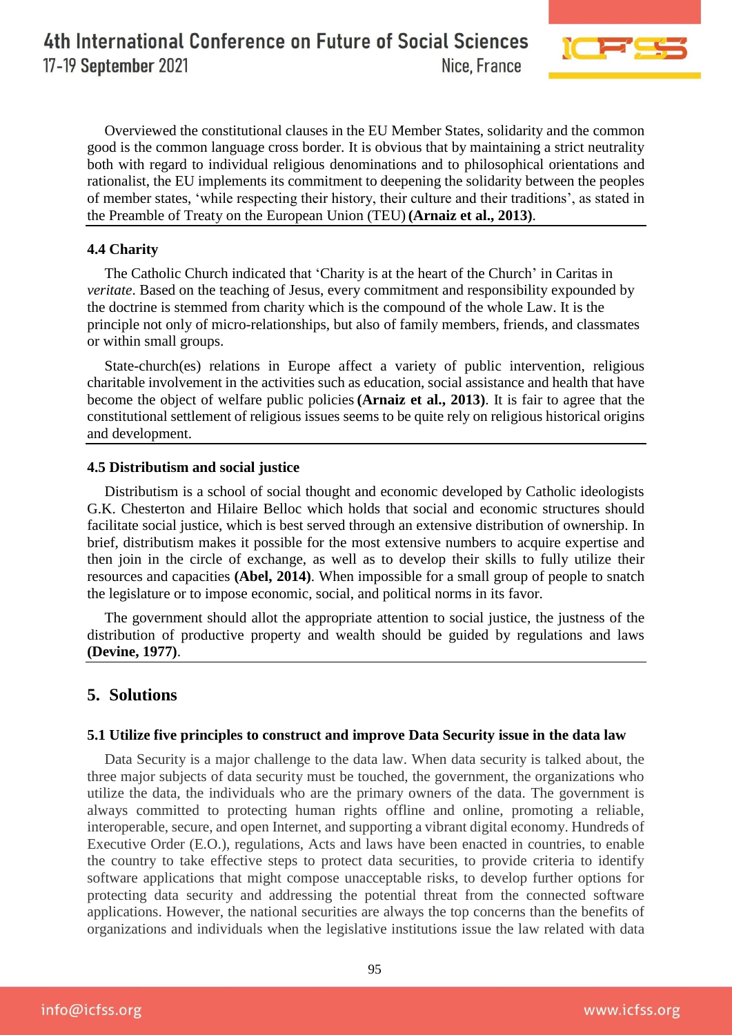Overviewed the constitutional clauses in the EU Member States, solidarity and the common good is the common language cross border. It is obvious that by maintaining a strict neutrality both with regard to individual religious denominations and to philosophical orientations and rationalist, the EU implements its commitment to deepening the solidarity between the peoples of member states, 'while respecting their history, their culture and their traditions', as stated in the Preamble of Treaty on the European Union (TEU) **(Arnaiz et al., 2013)**.

### 4.4 Charity

The Catholic Church indicated that 'Charity is at the heart of the Church' in Caritas in *veritate*. Based on the teaching of Jesus, every commitment and responsibility expounded by the doctrine is stemmed from charity which is the compound of the whole Law. It is the principle not only of micro-relationships, but also of family members, friends, and classmates or within small groups.

State-church(es) relations in Europe affect a variety of public intervention, religious charitable involvement in the activities such as education, social assistance and health that have become the object of welfare public policies **(Arnaiz et al., 2013)**. It is fair to agree that the constitutional settlement of religious issues seems to be quite rely on religious historical origins and development.

### 4.5 Distributism and social justice

Distributism is a school of social thought and economic developed by Catholic ideologists G.K. Chesterton and Hilaire Belloc which holds that social and economic structures should facilitate social justice, which is best served through an extensive distribution of ownership. In brief, distributism makes it possible for the most extensive numbers to acquire expertise and then join in the circle of exchange, as well as to develop their skills to fully utilize their resources and capacities **(Abel, 2014)**. When impossible for a small group of people to snatch the legislature or to impose economic, social, and political norms in its favor.

The government should allot the appropriate attention to social justice, the justness of the distribution of productive property and wealth should be guided by regulations and laws **(Devine, 1977)**.

## 5. Solutions

### 5.1 Utilize five principles to construct and improve Data Security issue in the data law

Data Security is a major challenge to the data law. When data security is talked about, the three major subjects of data security must be touched, the government, the organizations who utilize the data, the individuals who are the primary owners of the data. The government is always committed to protecting human rights offline and online, promoting a reliable, interoperable, secure, and open Internet, and supporting a vibrant digital economy. Hundreds of Executive Order (E.O.), regulations, Acts and laws have been enacted in countries, to enable the country to take effective steps to protect data securities, to provide criteria to identify software applications that might compose unacceptable risks, to develop further options for protecting data security and addressing the potential threat from the connected software applications. However, the national securities are always the top concerns than the benefits of organizations and individuals when the legislative institutions issue the law related with data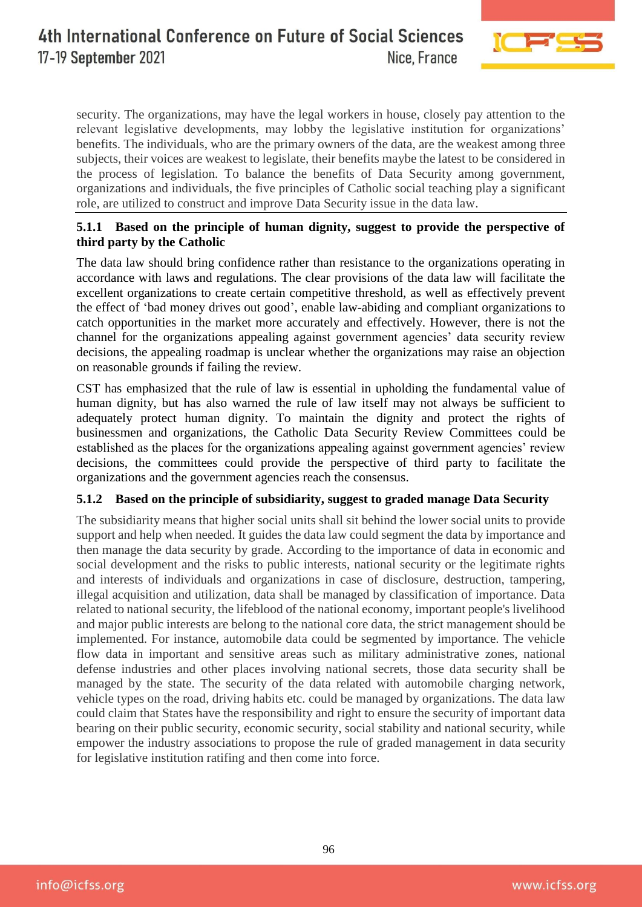security. The organizations, may have the legal workers in house, closely pay attention to the relevant legislative developments, may lobby the legislative institution for organizations' benefits. The individuals, who are the primary owners of the data, are the weakest among three subjects, their voices are weakest to legislate, their benefits maybe the latest to be considered in the process of legislation. To balance the benefits of Data Security among government, organizations and individuals, the five principles of Catholic social teaching play a significant role, are utilized to construct and improve Data Security issue in the data law.

### 5.1.1 Based on the principle of human dignity, suggest to provide the perspective of third party by the Catholic

The data law should bring confidence rather than resistance to the organizations operating in accordance with laws and regulations. The clear provisions of the data law will facilitate the excellent organizations to create certain competitive threshold, as well as effectively prevent the effect of 'bad money drives out good', enable law-abiding and compliant organizations to catch opportunities in the market more accurately and effectively. However, there is not the channel for the organizations appealing against government agencies' data security review decisions, the appealing roadmap is unclear whether the organizations may raise an objection on reasonable grounds if failing the review.

CST has emphasized that the rule of law is essential in upholding the fundamental value of human dignity, but has also warned the rule of law itself may not always be sufficient to adequately protect human dignity. To maintain the dignity and protect the rights of businessmen and organizations, the Catholic Data Security Review Committees could be established as the places for the organizations appealing against government agencies' review decisions, the committees could provide the perspective of third party to facilitate the organizations and the government agencies reach the consensus.

### 5.1.2 Based on the principle of subsidiarity, suggest to graded manage Data Security

The subsidiarity means that higher social units shall sit behind the lower social units to provide support and help when needed. It guides the data law could segment the data by importance and then manage the data security by grade. According to the importance of data in economic and social development and the risks to public interests, national security or the legitimate rights and interests of individuals and organizations in case of disclosure, destruction, tampering, illegal acquisition and utilization, data shall be managed by classification of importance. Data related to national security, the lifeblood of the national economy, important people's livelihood and major public interests are belong to the national core data, the strict management should be implemented. For instance, automobile data could be segmented by importance. The vehicle flow data in important and sensitive areas such as military administrative zones, national defense industries and other places involving national secrets, those data security shall be managed by the state. The security of the data related with automobile charging network, vehicle types on the road, driving habits etc. could be managed by organizations. The data law could claim that States have the responsibility and right to ensure the security of important data bearing on their public security, economic security, social stability and national security, while empower the industry associations to propose the rule of graded management in data security for legislative institution ratifing and then come into force.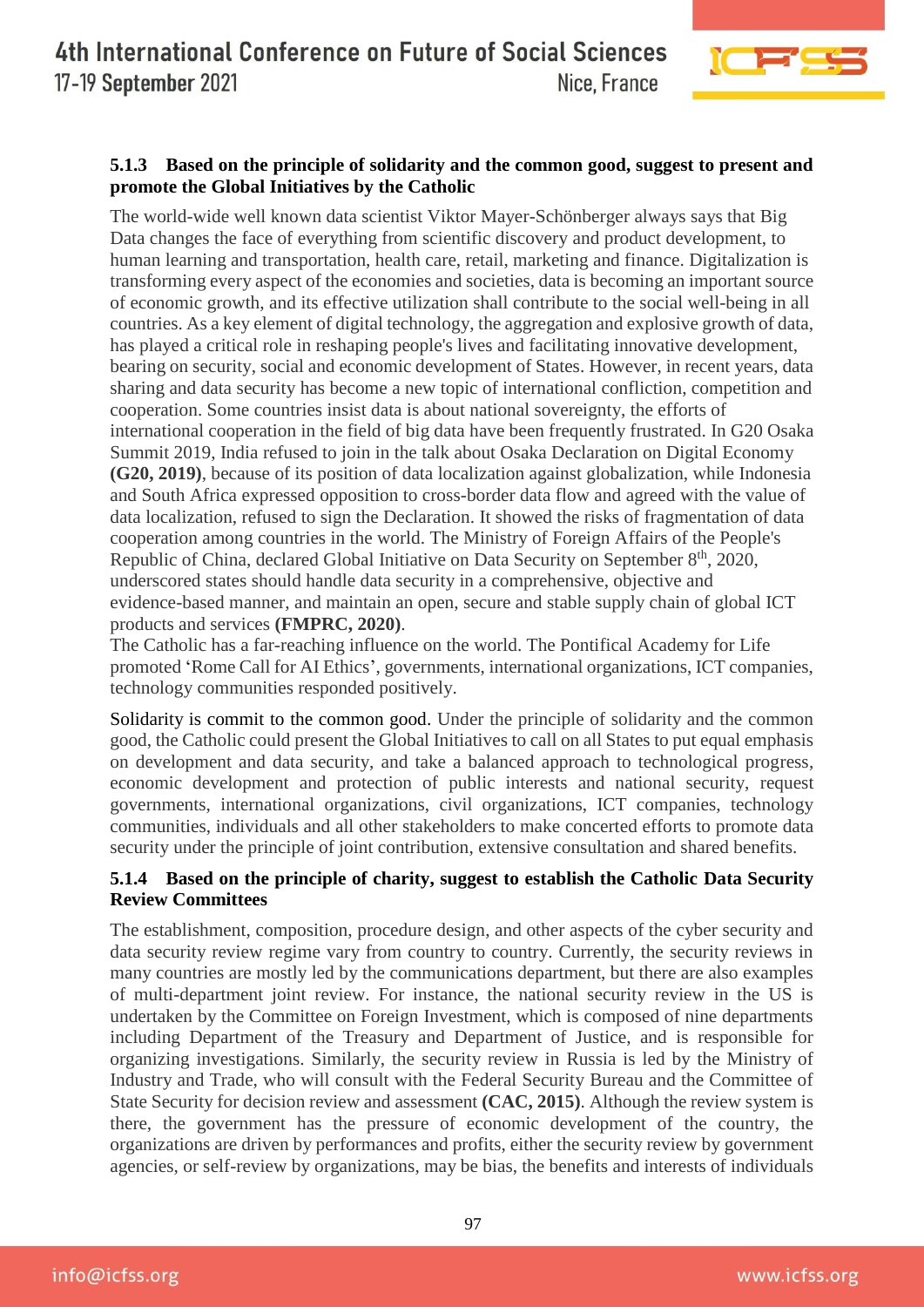#### 5.1.3 Based on the principle of solidarity and the common good, suggest to present and promote the Global Initiatives by the Catholic

The world-wide well known data scientist Viktor Mayer-Schönberger always says that Big Data changes the face of everything from scientific discovery and product development, to human learning and transportation, health care, retail, marketing and finance. Digitalization is transforming every aspect of the economies and societies, data is becoming an important source of economic growth, and its effective utilization shall contribute to the social well-being in all countries. As a key element of digital technology, the aggregation and explosive growth of data, has played a critical role in reshaping people's lives and facilitating innovative development, bearing on security, social and economic development of States. However, in recent years, data sharing and data security has become a new topic of international confliction, competition and cooperation. Some countries insist data is about national sovereignty, the efforts of international cooperation in the field of big data have been frequently frustrated. In G20 Osaka Summit 2019, India refused to join in the talk about Osaka Declaration on Digital Economy **(G20, 2019)**, because of its position of data localization against globalization, while Indonesia and South Africa expressed opposition to cross-border data flow and agreed with the value of data localization, refused to sign the Declaration. It showed the risks of fragmentation of data cooperation among countries in the world. The Ministry of Foreign Affairs of the People's Republic of China, declared Global Initiative on Data Security on September 8th, 2020, underscored states should handle data security in a comprehensive, objective and evidence-based manner, and maintain an open, secure and stable supply chain of global ICT products and services **(FMPRC, 2020)**.

The Catholic has a far-reaching influence on the world. The Pontifical Academy for Life promoted 'Rome Call for AI Ethics', governments, international organizations, ICT companies, technology communities responded positively.

Solidarity is commit to the common good. Under the principle of solidarity and the common good, the Catholic could present the Global Initiatives to call on all States to put equal emphasis on development and data security, and take a balanced approach to technological progress, economic development and protection of public interests and national security, request governments, international organizations, civil organizations, ICT companies, technology communities, individuals and all other stakeholders to make concerted efforts to promote data security under the principle of joint contribution, extensive consultation and shared benefits.

#### 5.1.4 Based on the principle of charity, suggest to establish the Catholic Data Security Review Committees

The establishment, composition, procedure design, and other aspects of the cyber security and data security review regime vary from country to country. Currently, the security reviews in many countries are mostly led by the communications department, but there are also examples of multi-department joint review. For instance, the national security review in the US is undertaken by the Committee on Foreign Investment, which is composed of nine departments including Department of the Treasury and Department of Justice, and is responsible for organizing investigations. Similarly, the security review in Russia is led by the Ministry of Industry and Trade, who will consult with the Federal Security Bureau and the Committee of State Security for decision review and assessment **(CAC, 2015)**. Although the review system is there, the government has the pressure of economic development of the country, the organizations are driven by performances and profits, either the security review by government agencies, or self-review by organizations, may be bias, the benefits and interests of individuals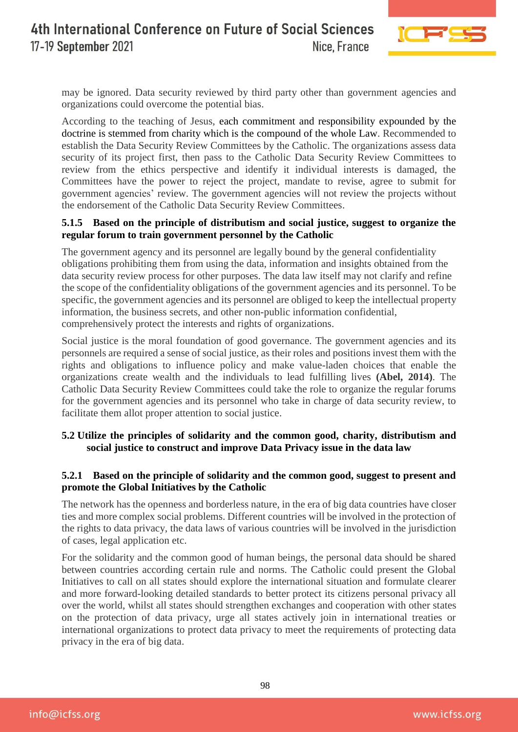may be ignored. Data security reviewed by third party other than government agencies and organizations could overcome the potential bias.

According to the teaching of Jesus, each commitment and responsibility expounded by the doctrine is stemmed from charity which is the compound of the whole Law. Recommended to establish the Data Security Review Committees by the Catholic. The organizations assess data security of its project first, then pass to the Catholic Data Security Review Committees to review from the ethics perspective and identify it individual interests is damaged, the Committees have the power to reject the project, mandate to revise, agree to submit for government agencies' review. The government agencies will not review the projects without the endorsement of the Catholic Data Security Review Committees.

#### 5.1.5 Based on the principle of distributism and social justice, suggest to organize the regular forum to train government personnel by the Catholic

The government agency and its personnel are legally bound by the general confidentiality obligations prohibiting them from using the data, information and insights obtained from the data security review process for other purposes. The data law itself may not clarify and refine the scope of the confidentiality obligations of the government agencies and its personnel. To be specific, the government agencies and its personnel are obliged to keep the intellectual property information, the business secrets, and other non-public information confidential, comprehensively protect the interests and rights of organizations.

Social justice is the moral foundation of good governance. The government agencies and its personnels are required a sense of social justice, as their roles and positions invest them with the rights and obligations to influence policy and make value-laden choices that enable the organizations create wealth and the individuals to lead fulfilling lives **(Abel, 2014)**. The Catholic Data Security Review Committees could take the role to organize the regular forums for the government agencies and its personnel who take in charge of data security review, to facilitate them allot proper attention to social justice.

### 5.2 Utilize the principles of solidarity and the common good, charity, distributism and social justice to construct and improve Data Privacy issue in the data law

#### 5.2.1 Based on the principle of solidarity and the common good, suggest to present and promote the Global Initiatives by the Catholic

The network has the openness and borderless nature, in the era of big data countries have closer ties and more complex social problems. Different countries will be involved in the protection of the rights to data privacy, the data laws of various countries will be involved in the jurisdiction of cases, legal application etc.

For the solidarity and the common good of human beings, the personal data should be shared between countries according certain rule and norms. The Catholic could present the Global Initiatives to call on all states should explore the international situation and formulate clearer and more forward-looking detailed standards to better protect its citizens personal privacy all over the world, whilst all states should strengthen exchanges and cooperation with other states on the protection of data privacy, urge all states actively join in international treaties or international organizations to protect data privacy to meet the requirements of protecting data privacy in the era of big data.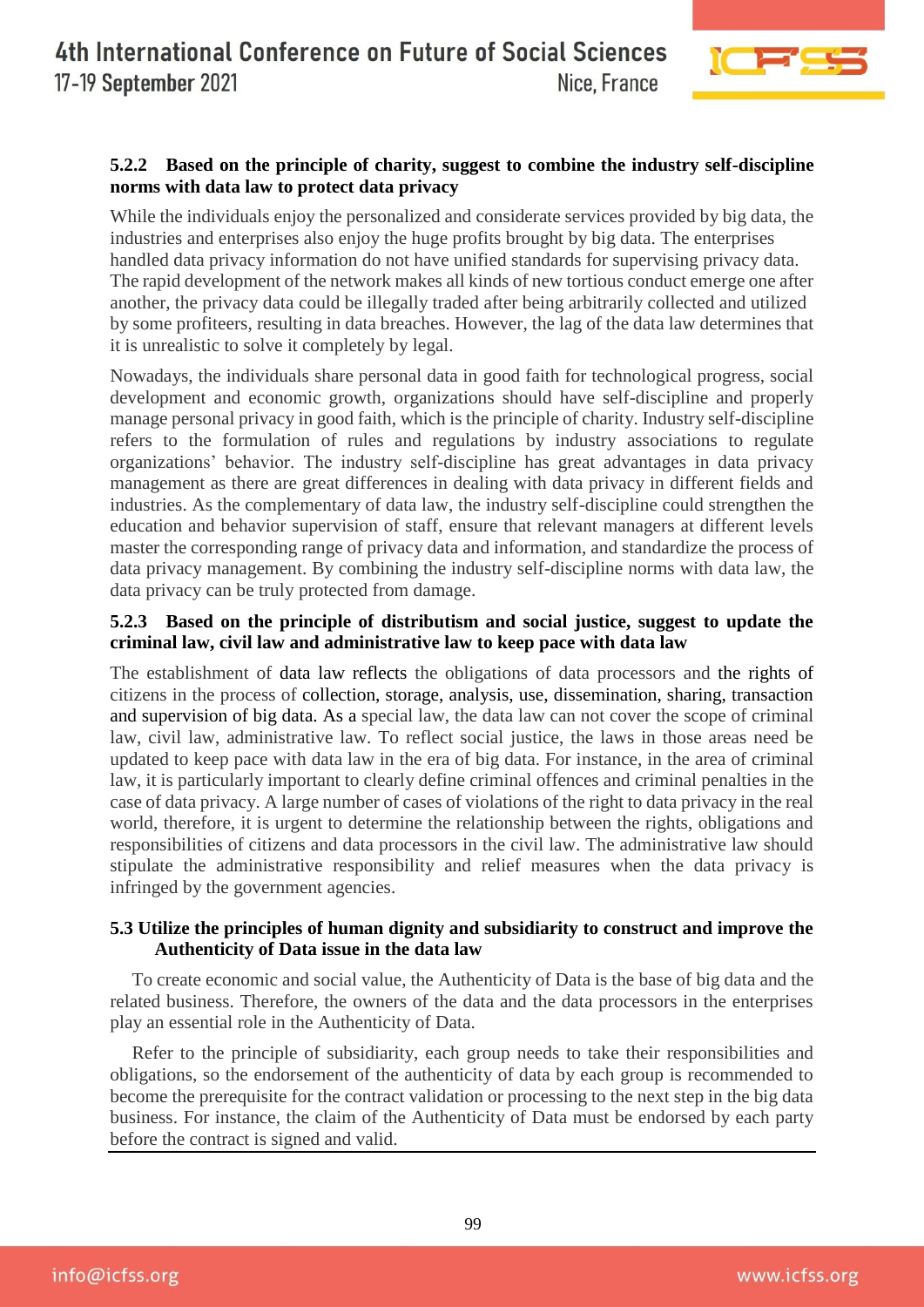#### 5.2.2 Based on the principle of charity, suggest to combine the industry self-discipline norms with data law to protect data privacy

While the individuals enjoy the personalized and considerate services provided by big data, the industries and enterprises also enjoy the huge profits brought by big data. The enterprises handled data privacy information do not have unified standards for supervising privacy data. The rapid development of the network makes all kinds of new tortious conduct emerge one after another, the privacy data could be illegally traded after being arbitrarily collected and utilized by some profiteers, resulting in data breaches. However, the lag of the data law determines that it is unrealistic to solve it completely by legal.

Nowadays, the individuals share personal data in good faith for technological progress, social development and economic growth, organizations should have self-discipline and properly manage personal privacy in good faith, which is the principle of charity. Industry self-discipline refers to the formulation of rules and regulations by industry associations to regulate organizations' behavior. The industry self-discipline has great advantages in data privacy management as there are great differences in dealing with data privacy in different fields and industries. As the complementary of data law, the industry self-discipline could strengthen the education and behavior supervision of staff, ensure that relevant managers at different levels master the corresponding range of privacy data and information, and standardize the process of data privacy management. By combining the industry self-discipline norms with data law, the data privacy can be truly protected from damage.

#### 5.2.3 Based on the principle of distributism and social justice, suggest to update the criminal law, civil law and administrative law to keep pace with data law

The establishment of data law reflects the obligations of data processors and the rights of citizens in the process of collection, storage, analysis, use, dissemination, sharing, transaction and supervision of big data. As a special law, the data law can not cover the scope of criminal law, civil law, administrative law. To reflect social justice, the laws in those areas need be updated to keep pace with data law in the era of big data. For instance, in the area of criminal law, it is particularly important to clearly define criminal offences and criminal penalties in the case of data privacy. A large number of cases of violations of the right to data privacy in the real world, therefore, it is urgent to determine the relationship between the rights, obligations and responsibilities of citizens and data processors in the civil law. The administrative law should stipulate the administrative responsibility and relief measures when the data privacy is infringed by the government agencies.

### 5.3 Utilize the principles of human dignity and subsidiarity to construct and improve the Authenticity of Data issue in the data law

To create economic and social value, the Authenticity of Data is the base of big data and the related business. Therefore, the owners of the data and the data processors in the enterprises play an essential role in the Authenticity of Data.

Refer to the principle of subsidiarity, each group needs to take their responsibilities and obligations, so the endorsement of the authenticity of data by each group is recommended to become the prerequisite for the contract validation or processing to the next step in the big data business. For instance, the claim of the Authenticity of Data must be endorsed by each party before the contract is signed and valid.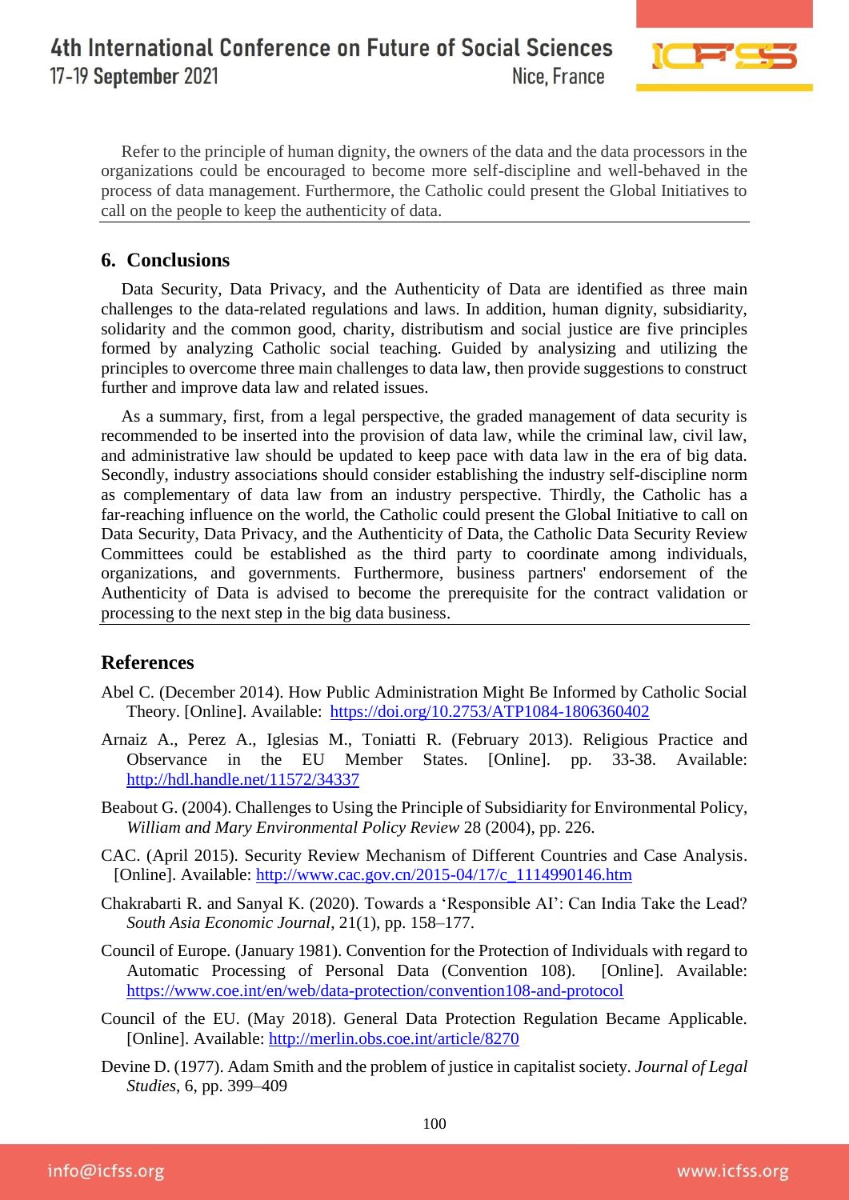Refer to the principle of human dignity, the owners of the data and the data processors in the organizations could be encouraged to become more self-discipline and well-behaved in the process of data management. Furthermore, the Catholic could present the Global Initiatives to call on the people to keep the authenticity of data.

## 6. Conclusions

Data Security, Data Privacy, and the Authenticity of Data are identified as three main challenges to the data-related regulations and laws. In addition, human dignity, subsidiarity, solidarity and the common good, charity, distributism and social justice are five principles formed by analyzing Catholic social teaching. Guided by analysizing and utilizing the principles to overcome three main challenges to data law, then provide suggestions to construct further and improve data law and related issues.

As a summary, first, from a legal perspective, the graded management of data security is recommended to be inserted into the provision of data law, while the criminal law, civil law, and administrative law should be updated to keep pace with data law in the era of big data. Secondly, industry associations should consider establishing the industry self-discipline norm as complementary of data law from an industry perspective. Thirdly, the Catholic has a far-reaching influence on the world, the Catholic could present the Global Initiative to call on Data Security, Data Privacy, and the Authenticity of Data, the Catholic Data Security Review Committees could be established as the third party to coordinate among individuals, organizations, and governments. Furthermore, business partners' endorsement of the Authenticity of Data is advised to become the prerequisite for the contract validation or processing to the next step in the big data business.

## References

Abel C. (December 2014). How Public Administration Might Be Informed by Catholic Social Theory. [Online]. Available: https://doi.org/10.2753/ATP1084-1806360402

Arnaiz A., Perez A., Iglesias M., Toniatti R. (February 2013). Religious Practice and Observance in the EU Member States. [Online]. pp. 33-38. Available: http://hdl.handle.net/11572/34337

Beabout G. (2004). Challenges to Using the Principle of Subsidiarity for Environmental Policy, *William and Mary Environmental Policy Review* 28 (2004), pp. 226.

CAC. (April 2015). Security Review Mechanism of Different Countries and Case Analysis. [Online]. Available: http://www.cac.gov.cn/2015-04/17/c_1114990146.htm

Chakrabarti R. and Sanyal K. (2020). Towards a 'Responsible AI': Can India Take the Lead? *South Asia Economic Journal*, 21(1), pp. 158–177.

Council of Europe. (January 1981). Convention for the Protection of Individuals with regard to Automatic Processing of Personal Data (Convention 108). [Online]. Available: https://www.coe.int/en/web/data-protection/convention108-and-protocol

Council of the EU. (May 2018). General Data Protection Regulation Became Applicable. [Online]. Available: http://merlin.obs.coe.int/article/8270

Devine D. (1977). Adam Smith and the problem of justice in capitalist society. *Journal of Legal Studies*, 6, pp. 399–409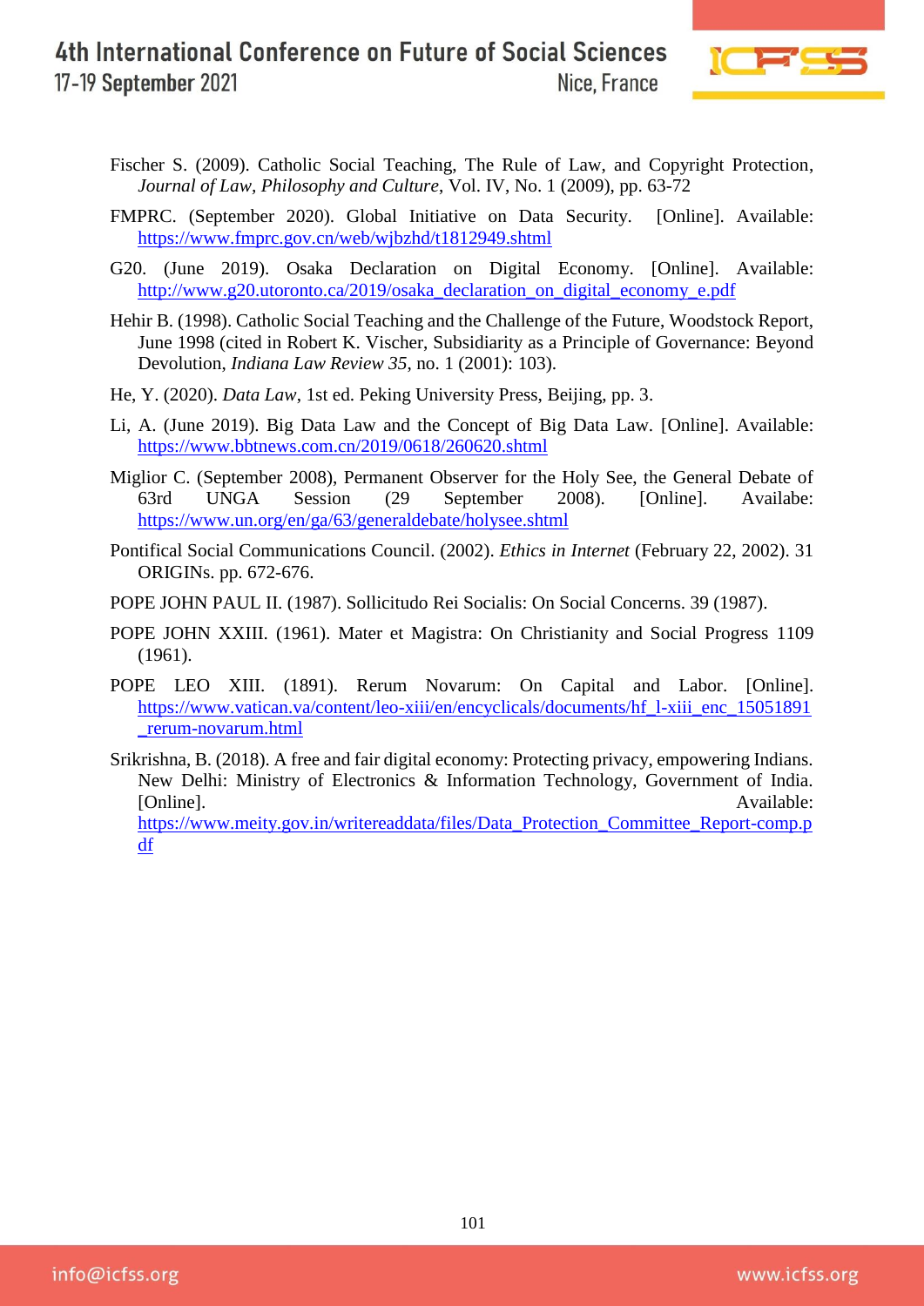Fischer S. (2009). Catholic Social Teaching, The Rule of Law, and Copyright Protection, *Journal of Law, Philosophy and Culture*, Vol. IV, No. 1 (2009), pp. 63-72

FMPRC. (September 2020). Global Initiative on Data Security. [Online]. Available: https://www.fmprc.gov.cn/web/wjbzhd/t1812949.shtml

G20. (June 2019). Osaka Declaration on Digital Economy. [Online]. Available: http://www.g20.utoronto.ca/2019/osaka_declaration_on_digital_economy_e.pdf

Hehir B. (1998). Catholic Social Teaching and the Challenge of the Future, Woodstock Report, June 1998 (cited in Robert K. Vischer, Subsidiarity as a Principle of Governance: Beyond Devolution, *Indiana Law Review 35*, no. 1 (2001): 103).

He, Y. (2020). *Data Law*, 1st ed. Peking University Press, Beijing, pp. 3.

Li, A. (June 2019). Big Data Law and the Concept of Big Data Law. [Online]. Available: https://www.bbtnews.com.cn/2019/0618/260620.shtml

Miglior C. (September 2008), Permanent Observer for the Holy See, the General Debate of 63rd UNGA Session (29 September 2008). [Online]. Availabe: https://www.un.org/en/ga/63/generaldebate/holysee.shtml

Pontifical Social Communications Council. (2002). *Ethics in Internet* (February 22, 2002). 31 ORIGINs. pp. 672-676.

POPE JOHN PAUL II. (1987). Sollicitudo Rei Socialis: On Social Concerns. 39 (1987).

POPE JOHN XXIII. (1961). Mater et Magistra: On Christianity and Social Progress 1109 (1961).

POPE LEO XIII. (1891). Rerum Novarum: On Capital and Labor. [Online]. https://www.vatican.va/content/leo-xiii/en/encyclicals/documents/hf_l-xiii_enc_15051891_rerum-novarum.html

Srikrishna, B. (2018). A free and fair digital economy: Protecting privacy, empowering Indians. New Delhi: Ministry of Electronics & Information Technology, Government of India. [Online]. Available: https://www.meity.gov.in/writereaddata/files/Data_Protection_Committee_Report-comp.pdf